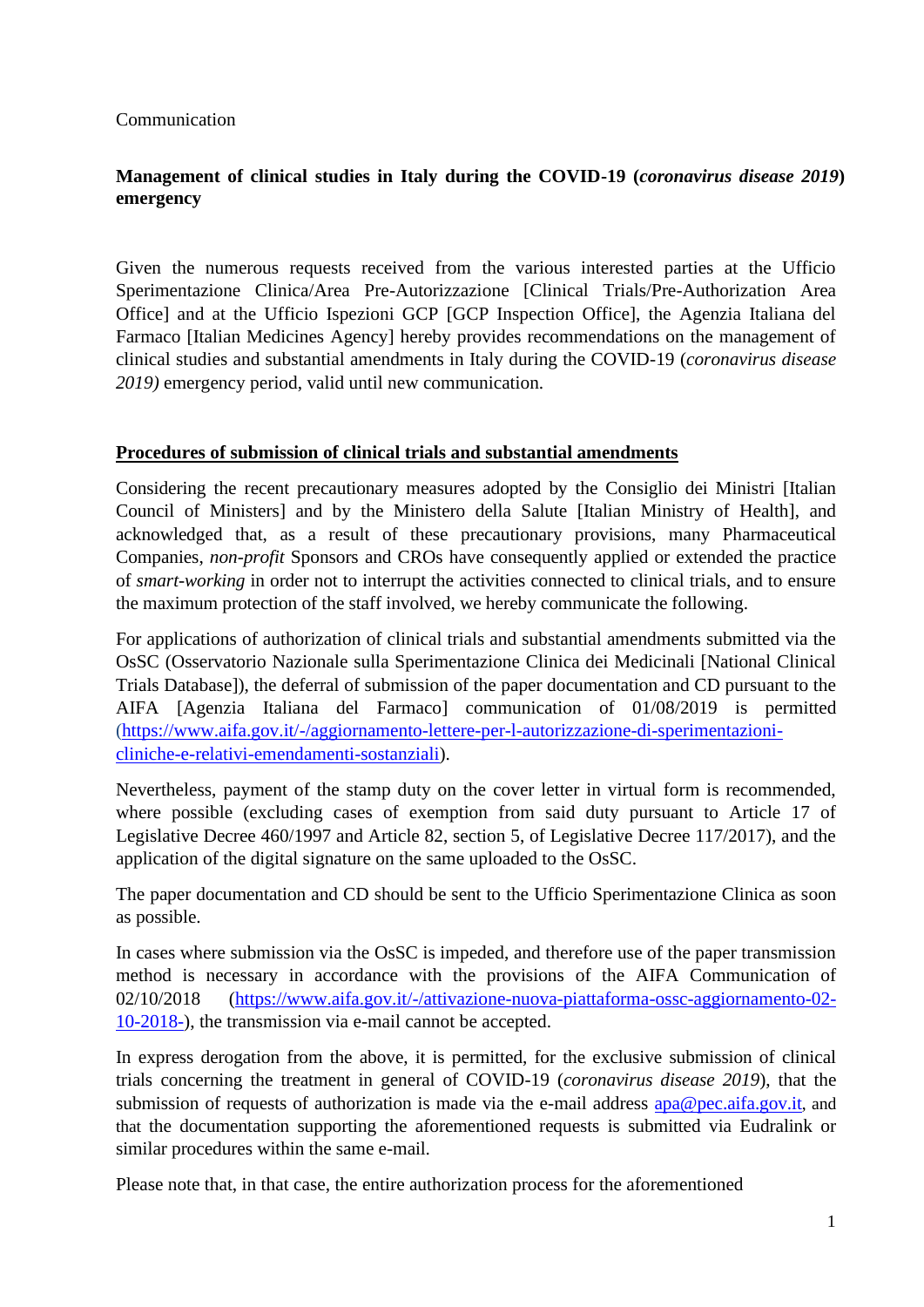Communication

**Management of clinical studies in Italy during the COVID-19 (*coronavirus disease 2019*) emergency**

Given the numerous requests received from the various interested parties at the Ufficio Sperimentazione Clinica/Area Pre-Autorizzazione [Clinical Trials/Pre-Authorization Area Office] and at the Ufficio Ispezioni GCP [GCP Inspection Office], the Agenzia Italiana del Farmaco [Italian Medicines Agency] hereby provides recommendations on the management of clinical studies and substantial amendments in Italy during the COVID-19 (*coronavirus disease 2019)* emergency period, valid until new communication.

## Procedures of submission of clinical trials and substantial amendments

Considering the recent precautionary measures adopted by the Consiglio dei Ministri [Italian Council of Ministers] and by the Ministero della Salute [Italian Ministry of Health], and acknowledged that, as a result of these precautionary provisions, many Pharmaceutical Companies, *non-profit* Sponsors and CROs have consequently applied or extended the practice of *smart-working* in order not to interrupt the activities connected to clinical trials, and to ensure the maximum protection of the staff involved, we hereby communicate the following.

For applications of authorization of clinical trials and substantial amendments submitted via the OsSC (Osservatorio Nazionale sulla Sperimentazione Clinica dei Medicinali [National Clinical Trials Database]), the deferral of submission of the paper documentation and CD pursuant to the AIFA [Agenzia Italiana del Farmaco] communication of 01/08/2019 is permitted (https://www.aifa.gov.it/-/aggiornamento-lettere-per-l-autorizzazione-di-sperimentazioni-cliniche-e-relativi-emendamenti-sostanziali).

Nevertheless, payment of the stamp duty on the cover letter in virtual form is recommended, where possible (excluding cases of exemption from said duty pursuant to Article 17 of Legislative Decree 460/1997 and Article 82, section 5, of Legislative Decree 117/2017), and the application of the digital signature on the same uploaded to the OsSC.

The paper documentation and CD should be sent to the Ufficio Sperimentazione Clinica as soon as possible.

In cases where submission via the OsSC is impeded, and therefore use of the paper transmission method is necessary in accordance with the provisions of the AIFA Communication of 02/10/2018 (https://www.aifa.gov.it/-/attivazione-nuova-piattaforma-ossc-aggiornamento-02-10-2018-), the transmission via e-mail cannot be accepted.

In express derogation from the above, it is permitted, for the exclusive submission of clinical trials concerning the treatment in general of COVID-19 (*coronavirus disease 2019*), that the submission of requests of authorization is made via the e-mail address apa@pec.aifa.gov.it, and that the documentation supporting the aforementioned requests is submitted via Eudralink or similar procedures within the same e-mail.

Please note that, in that case, the entire authorization process for the aforementioned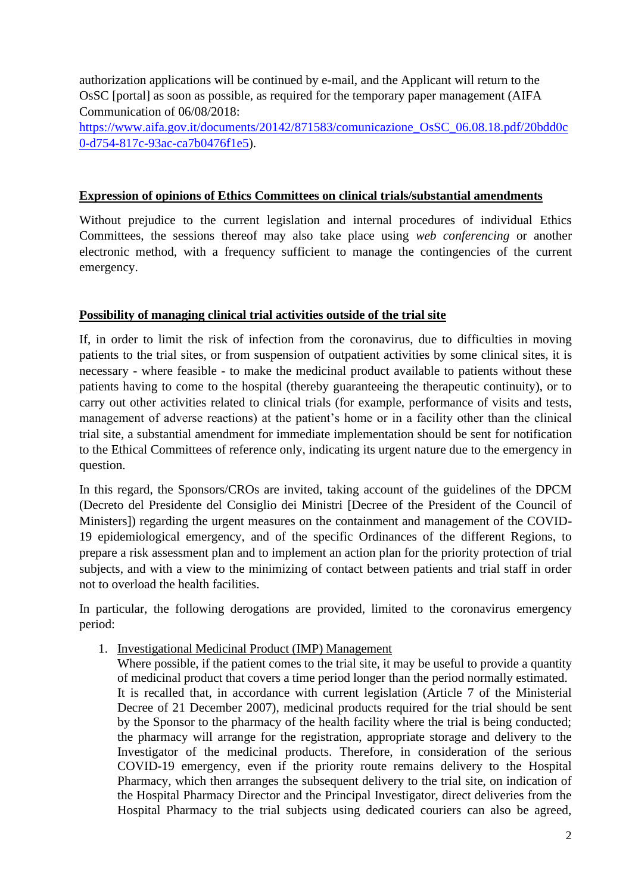authorization applications will be continued by e-mail, and the Applicant will return to the OsSC [portal] as soon as possible, as required for the temporary paper management (AIFA Communication of 06/08/2018: [https://www.aifa.gov.it/documents/20142/871583/comunicazione_OsSC_06.08.18.pdf/20bdd0c0-d754-817c-93ac-ca7b0476f1e5](https://www.aifa.gov.it/documents/20142/871583/comunicazione_OsSC_06.08.18.pdf/20bdd0c0-d754-817c-93ac-ca7b0476f1e5)).

## Expression of opinions of Ethics Committees on clinical trials/substantial amendments

Without prejudice to the current legislation and internal procedures of individual Ethics Committees, the sessions thereof may also take place using *web conferencing* or another electronic method, with a frequency sufficient to manage the contingencies of the current emergency.

## Possibility of managing clinical trial activities outside of the trial site

If, in order to limit the risk of infection from the coronavirus, due to difficulties in moving patients to the trial sites, or from suspension of outpatient activities by some clinical sites, it is necessary - where feasible - to make the medicinal product available to patients without these patients having to come to the hospital (thereby guaranteeing the therapeutic continuity), or to carry out other activities related to clinical trials (for example, performance of visits and tests, management of adverse reactions) at the patient's home or in a facility other than the clinical trial site, a substantial amendment for immediate implementation should be sent for notification to the Ethical Committees of reference only, indicating its urgent nature due to the emergency in question.

In this regard, the Sponsors/CROs are invited, taking account of the guidelines of the DPCM (Decreto del Presidente del Consiglio dei Ministri [Decree of the President of the Council of Ministers]) regarding the urgent measures on the containment and management of the COVID-19 epidemiological emergency, and of the specific Ordinances of the different Regions, to prepare a risk assessment plan and to implement an action plan for the priority protection of trial subjects, and with a view to the minimizing of contact between patients and trial staff in order not to overload the health facilities.

In particular, the following derogations are provided, limited to the coronavirus emergency period:

1. Investigational Medicinal Product (IMP) Management
   Where possible, if the patient comes to the trial site, it may be useful to provide a quantity of medicinal product that covers a time period longer than the period normally estimated. It is recalled that, in accordance with current legislation (Article 7 of the Ministerial Decree of 21 December 2007), medicinal products required for the trial should be sent by the Sponsor to the pharmacy of the health facility where the trial is being conducted; the pharmacy will arrange for the registration, appropriate storage and delivery to the Investigator of the medicinal products. Therefore, in consideration of the serious COVID-19 emergency, even if the priority route remains delivery to the Hospital Pharmacy, which then arranges the subsequent delivery to the trial site, on indication of the Hospital Pharmacy Director and the Principal Investigator, direct deliveries from the Hospital Pharmacy to the trial subjects using dedicated couriers can also be agreed,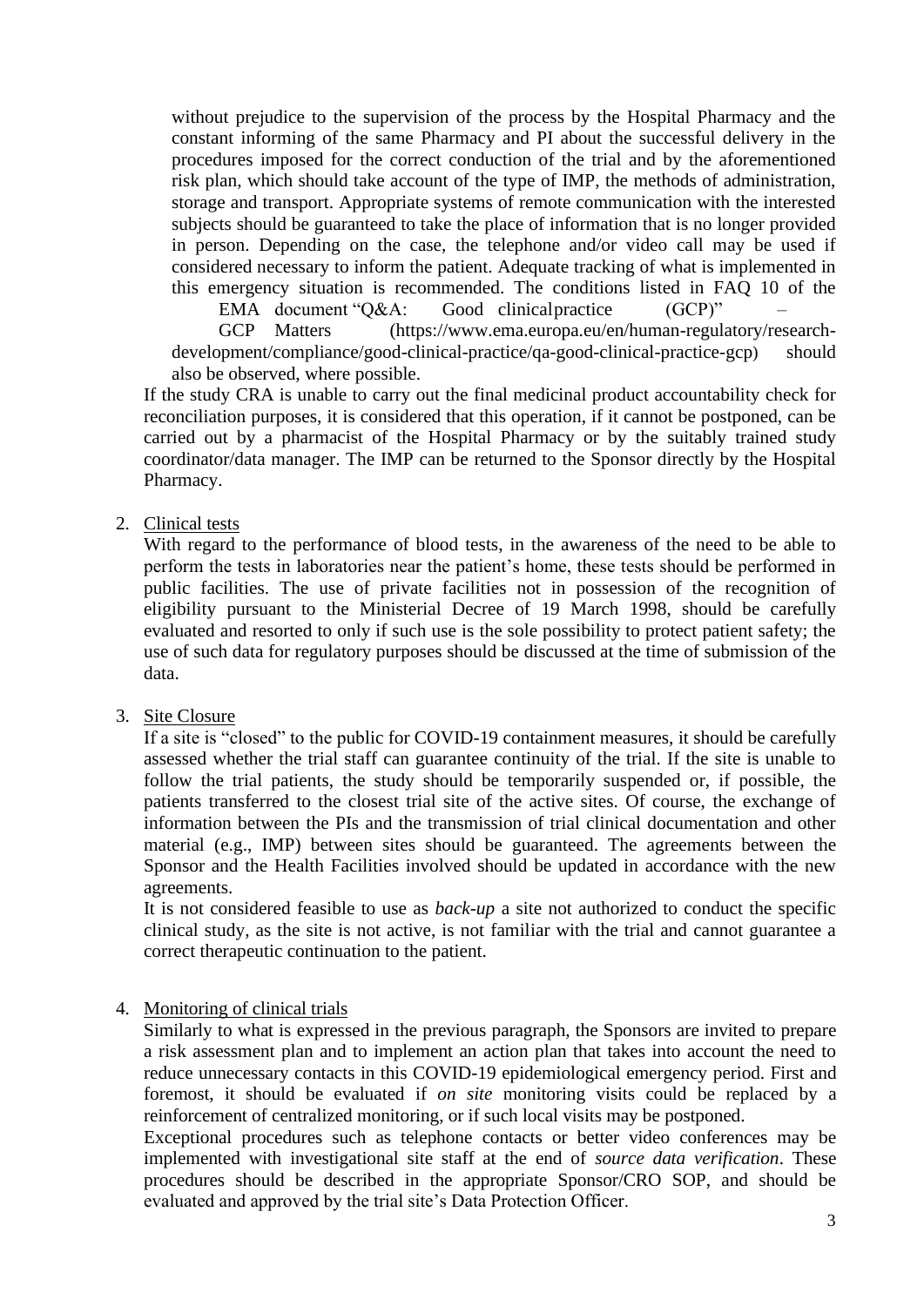without prejudice to the supervision of the process by the Hospital Pharmacy and the constant informing of the same Pharmacy and PI about the successful delivery in the procedures imposed for the correct conduction of the trial and by the aforementioned risk plan, which should take account of the type of IMP, the methods of administration, storage and transport. Appropriate systems of remote communication with the interested subjects should be guaranteed to take the place of information that is no longer provided in person. Depending on the case, the telephone and/or video call may be used if considered necessary to inform the patient. Adequate tracking of what is implemented in this emergency situation is recommended. The conditions listed in FAQ 10 of the EMA document "Q&A: Good clinical practice (GCP)" – GCP Matters (https://www.ema.europa.eu/en/human-regulatory/research-development/compliance/good-clinical-practice/qa-good-clinical-practice-gcp) should also be observed, where possible.

If the study CRA is unable to carry out the final medicinal product accountability check for reconciliation purposes, it is considered that this operation, if it cannot be postponed, can be carried out by a pharmacist of the Hospital Pharmacy or by the suitably trained study coordinator/data manager. The IMP can be returned to the Sponsor directly by the Hospital Pharmacy.

2. Clinical tests

   With regard to the performance of blood tests, in the awareness of the need to be able to perform the tests in laboratories near the patient's home, these tests should be performed in public facilities. The use of private facilities not in possession of the recognition of eligibility pursuant to the Ministerial Decree of 19 March 1998, should be carefully evaluated and resorted to only if such use is the sole possibility to protect patient safety; the use of such data for regulatory purposes should be discussed at the time of submission of the data.

3. Site Closure

   If a site is "closed" to the public for COVID-19 containment measures, it should be carefully assessed whether the trial staff can guarantee continuity of the trial. If the site is unable to follow the trial patients, the study should be temporarily suspended or, if possible, the patients transferred to the closest trial site of the active sites. Of course, the exchange of information between the PIs and the transmission of trial clinical documentation and other material (e.g., IMP) between sites should be guaranteed. The agreements between the Sponsor and the Health Facilities involved should be updated in accordance with the new agreements.

   It is not considered feasible to use as *back-up* a site not authorized to conduct the specific clinical study, as the site is not active, is not familiar with the trial and cannot guarantee a correct therapeutic continuation to the patient.

4. Monitoring of clinical trials

   Similarly to what is expressed in the previous paragraph, the Sponsors are invited to prepare a risk assessment plan and to implement an action plan that takes into account the need to reduce unnecessary contacts in this COVID-19 epidemiological emergency period. First and foremost, it should be evaluated if *on site* monitoring visits could be replaced by a reinforcement of centralized monitoring, or if such local visits may be postponed.

   Exceptional procedures such as telephone contacts or better video conferences may be implemented with investigational site staff at the end of *source data verification*. These procedures should be described in the appropriate Sponsor/CRO SOP, and should be evaluated and approved by the trial site's Data Protection Officer.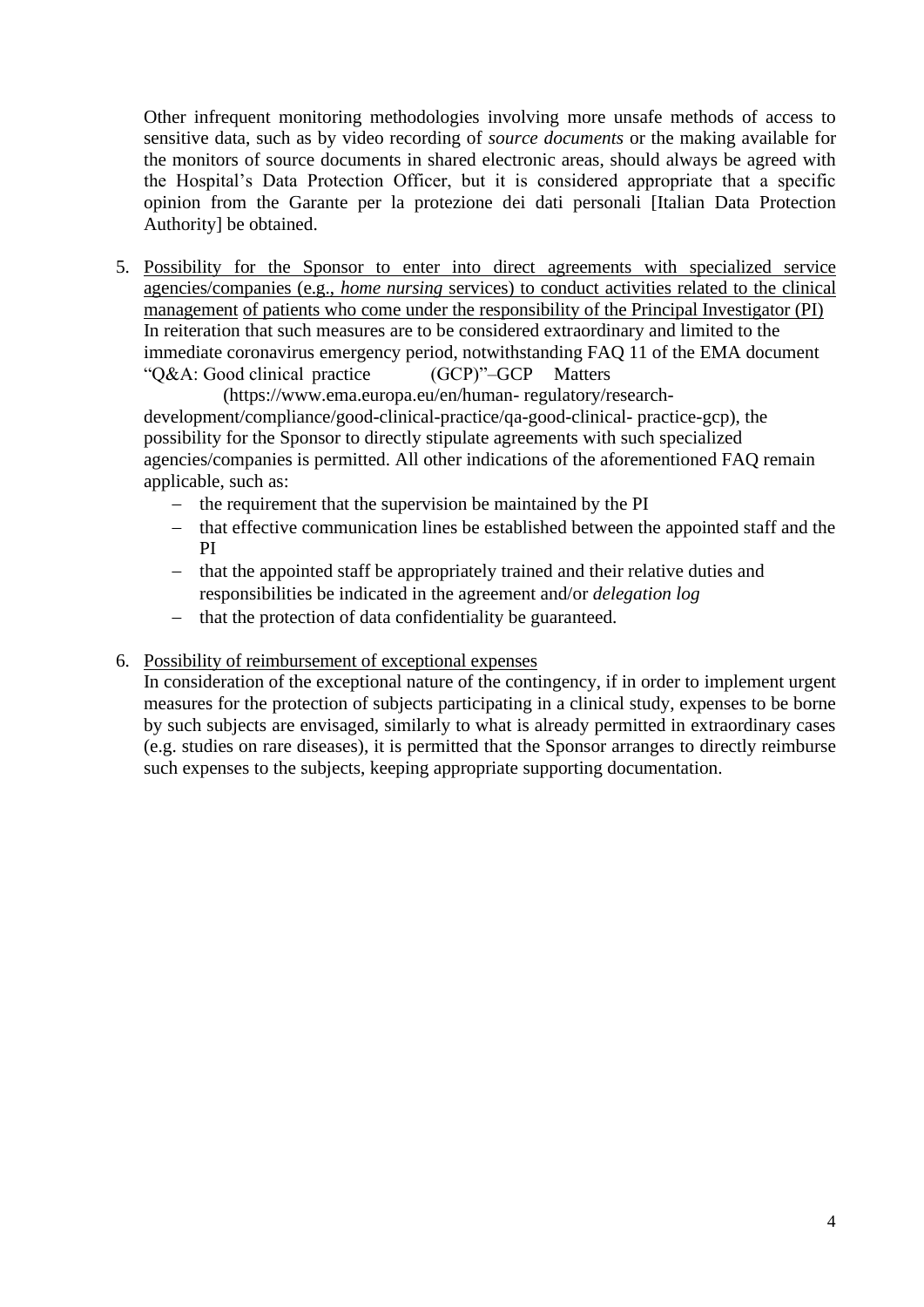Other infrequent monitoring methodologies involving more unsafe methods of access to sensitive data, such as by video recording of *source documents* or the making available for the monitors of source documents in shared electronic areas, should always be agreed with the Hospital's Data Protection Officer, but it is considered appropriate that a specific opinion from the Garante per la protezione dei dati personali [Italian Data Protection Authority] be obtained.

5. <u>Possibility for the Sponsor to enter into direct agreements with specialized service agencies/companies (e.g., *home nursing* services) to conduct activities related to the clinical management of patients who come under the responsibility of the Principal Investigator (PI)</u>
   In reiteration that such measures are to be considered extraordinary and limited to the immediate coronavirus emergency period, notwithstanding FAQ 11 of the EMA document "Q&A: Good clinical practice (GCP)"–GCP Matters (https://www.ema.europa.eu/en/human- regulatory/research-development/compliance/good-clinical-practice/qa-good-clinical- practice-gcp), the possibility for the Sponsor to directly stipulate agreements with such specialized agencies/companies is permitted. All other indications of the aforementioned FAQ remain applicable, such as:
   - the requirement that the supervision be maintained by the PI
   - that effective communication lines be established between the appointed staff and the PI
   - that the appointed staff be appropriately trained and their relative duties and responsibilities be indicated in the agreement and/or *delegation log*
   - that the protection of data confidentiality be guaranteed.

6. <u>Possibility of reimbursement of exceptional expenses</u>
   In consideration of the exceptional nature of the contingency, if in order to implement urgent measures for the protection of subjects participating in a clinical study, expenses to be borne by such subjects are envisaged, similarly to what is already permitted in extraordinary cases (e.g. studies on rare diseases), it is permitted that the Sponsor arranges to directly reimburse such expenses to the subjects, keeping appropriate supporting documentation.